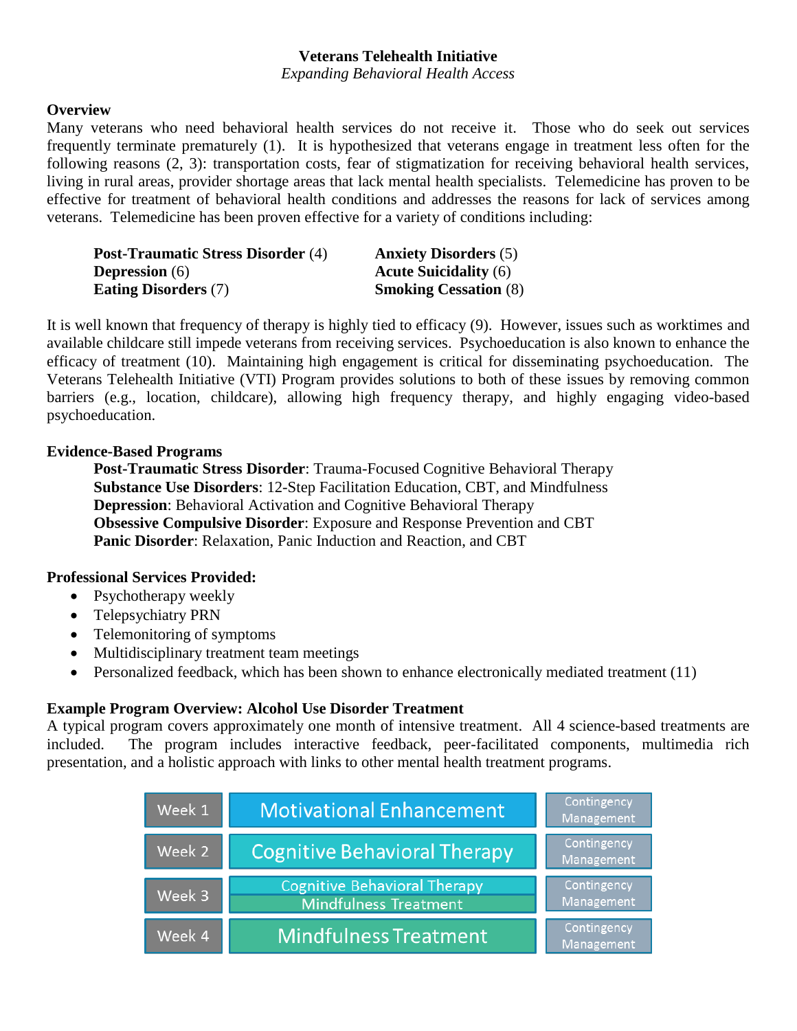# Veterans Telehealth Initiative

*Expanding Behavioral Health Access*

## Overview

Many veterans who need behavioral health services do not receive it. Those who do seek out services frequently terminate prematurely (1). It is hypothesized that veterans engage in treatment less often for the following reasons (2, 3): transportation costs, fear of stigmatization for receiving behavioral health services, living in rural areas, provider shortage areas that lack mental health specialists. Telemedicine has proven to be effective for treatment of behavioral health conditions and addresses the reasons for lack of services among veterans. Telemedicine has been proven effective for a variety of conditions including:

- **Post-Traumatic Stress Disorder** (4)
- **Depression** (6)
- **Eating Disorders** (7)
- **Anxiety Disorders** (5)
- **Acute Suicidality** (6)
- **Smoking Cessation** (8)

It is well known that frequency of therapy is highly tied to efficacy (9). However, issues such as worktimes and available childcare still impede veterans from receiving services. Psychoeducation is also known to enhance the efficacy of treatment (10). Maintaining high engagement is critical for disseminating psychoeducation. The Veterans Telehealth Initiative (VTI) Program provides solutions to both of these issues by removing common barriers (e.g., location, childcare), allowing high frequency therapy, and highly engaging video-based psychoeducation.

## Evidence-Based Programs

**Post-Traumatic Stress Disorder**: Trauma-Focused Cognitive Behavioral Therapy
**Substance Use Disorders**: 12-Step Facilitation Education, CBT, and Mindfulness
**Depression**: Behavioral Activation and Cognitive Behavioral Therapy
**Obsessive Compulsive Disorder**: Exposure and Response Prevention and CBT
**Panic Disorder**: Relaxation, Panic Induction and Reaction, and CBT

## Professional Services Provided:

- Psychotherapy weekly
- Telepsychiatry PRN
- Telemonitoring of symptoms
- Multidisciplinary treatment team meetings
- Personalized feedback, which has been shown to enhance electronically mediated treatment (11)

## Example Program Overview: Alcohol Use Disorder Treatment

A typical program covers approximately one month of intensive treatment. All 4 science-based treatments are included. The program includes interactive feedback, peer-facilitated components, multimedia rich presentation, and a holistic approach with links to other mental health treatment programs.

| Week | Treatment | |
|---|---|---|
| Week 1 | Motivational Enhancement | Contingency Management |
| Week 2 | Cognitive Behavioral Therapy | Contingency Management |
| Week 3 | Cognitive Behavioral Therapy / Mindfulness Treatment | Contingency Management |
| Week 4 | Mindfulness Treatment | Contingency Management |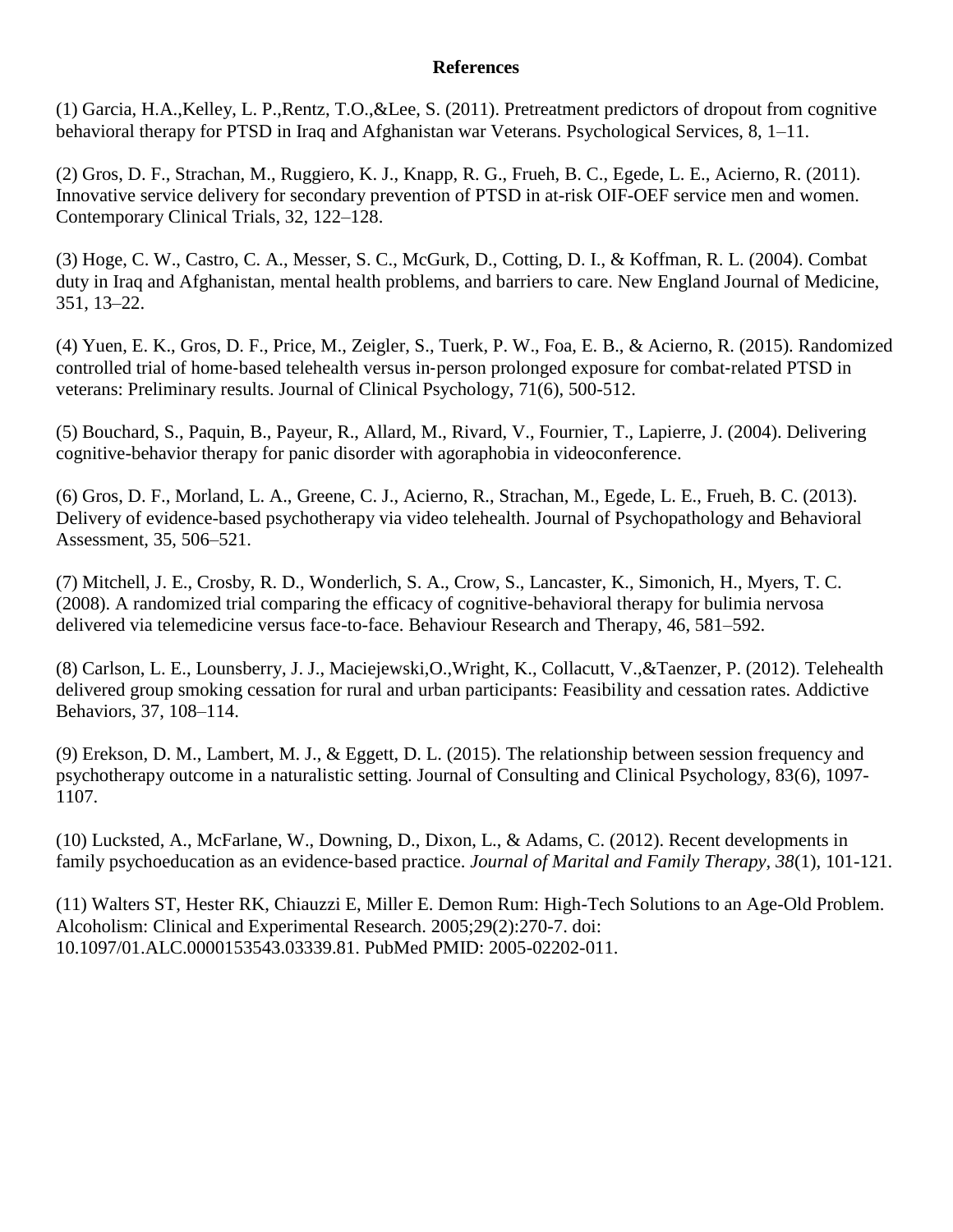**References**

(1) Garcia, H.A.,Kelley, L. P.,Rentz, T.O.,&Lee, S. (2011). Pretreatment predictors of dropout from cognitive behavioral therapy for PTSD in Iraq and Afghanistan war Veterans. Psychological Services, 8, 1–11.

(2) Gros, D. F., Strachan, M., Ruggiero, K. J., Knapp, R. G., Frueh, B. C., Egede, L. E., Acierno, R. (2011). Innovative service delivery for secondary prevention of PTSD in at-risk OIF-OEF service men and women. Contemporary Clinical Trials, 32, 122–128.

(3) Hoge, C. W., Castro, C. A., Messer, S. C., McGurk, D., Cotting, D. I., & Koffman, R. L. (2004). Combat duty in Iraq and Afghanistan, mental health problems, and barriers to care. New England Journal of Medicine, 351, 13–22.

(4) Yuen, E. K., Gros, D. F., Price, M., Zeigler, S., Tuerk, P. W., Foa, E. B., & Acierno, R. (2015). Randomized controlled trial of home-based telehealth versus in-person prolonged exposure for combat-related PTSD in veterans: Preliminary results. Journal of Clinical Psychology, 71(6), 500-512.

(5) Bouchard, S., Paquin, B., Payeur, R., Allard, M., Rivard, V., Fournier, T., Lapierre, J. (2004). Delivering cognitive-behavior therapy for panic disorder with agoraphobia in videoconference.

(6) Gros, D. F., Morland, L. A., Greene, C. J., Acierno, R., Strachan, M., Egede, L. E., Frueh, B. C. (2013). Delivery of evidence-based psychotherapy via video telehealth. Journal of Psychopathology and Behavioral Assessment, 35, 506–521.

(7) Mitchell, J. E., Crosby, R. D., Wonderlich, S. A., Crow, S., Lancaster, K., Simonich, H., Myers, T. C. (2008). A randomized trial comparing the efficacy of cognitive-behavioral therapy for bulimia nervosa delivered via telemedicine versus face-to-face. Behaviour Research and Therapy, 46, 581–592.

(8) Carlson, L. E., Lounsberry, J. J., Maciejewski,O.,Wright, K., Collacutt, V.,&Taenzer, P. (2012). Telehealth delivered group smoking cessation for rural and urban participants: Feasibility and cessation rates. Addictive Behaviors, 37, 108–114.

(9) Erekson, D. M., Lambert, M. J., & Eggett, D. L. (2015). The relationship between session frequency and psychotherapy outcome in a naturalistic setting. Journal of Consulting and Clinical Psychology, 83(6), 1097-1107.

(10) Lucksted, A., McFarlane, W., Downing, D., Dixon, L., & Adams, C. (2012). Recent developments in family psychoeducation as an evidence-based practice. *Journal of Marital and Family Therapy, 38*(1), 101-121.

(11) Walters ST, Hester RK, Chiauzzi E, Miller E. Demon Rum: High-Tech Solutions to an Age-Old Problem. Alcoholism: Clinical and Experimental Research. 2005;29(2):270-7. doi: 10.1097/01.ALC.0000153543.03339.81. PubMed PMID: 2005-02202-011.